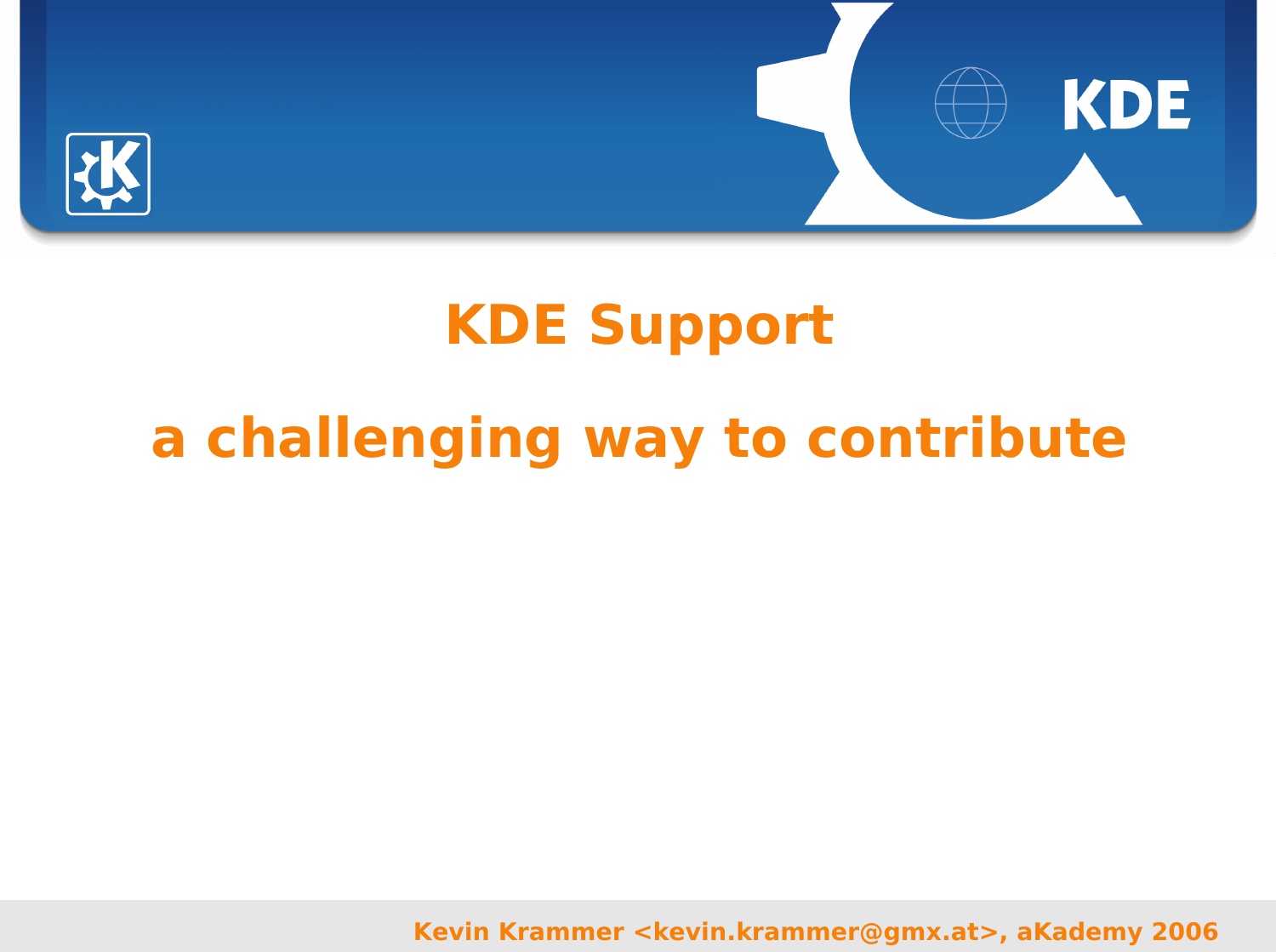# KDE Support

## a challenging way to contribute

Kevin Krammer <kevin.krammer@gmx.at>, aKademy 2006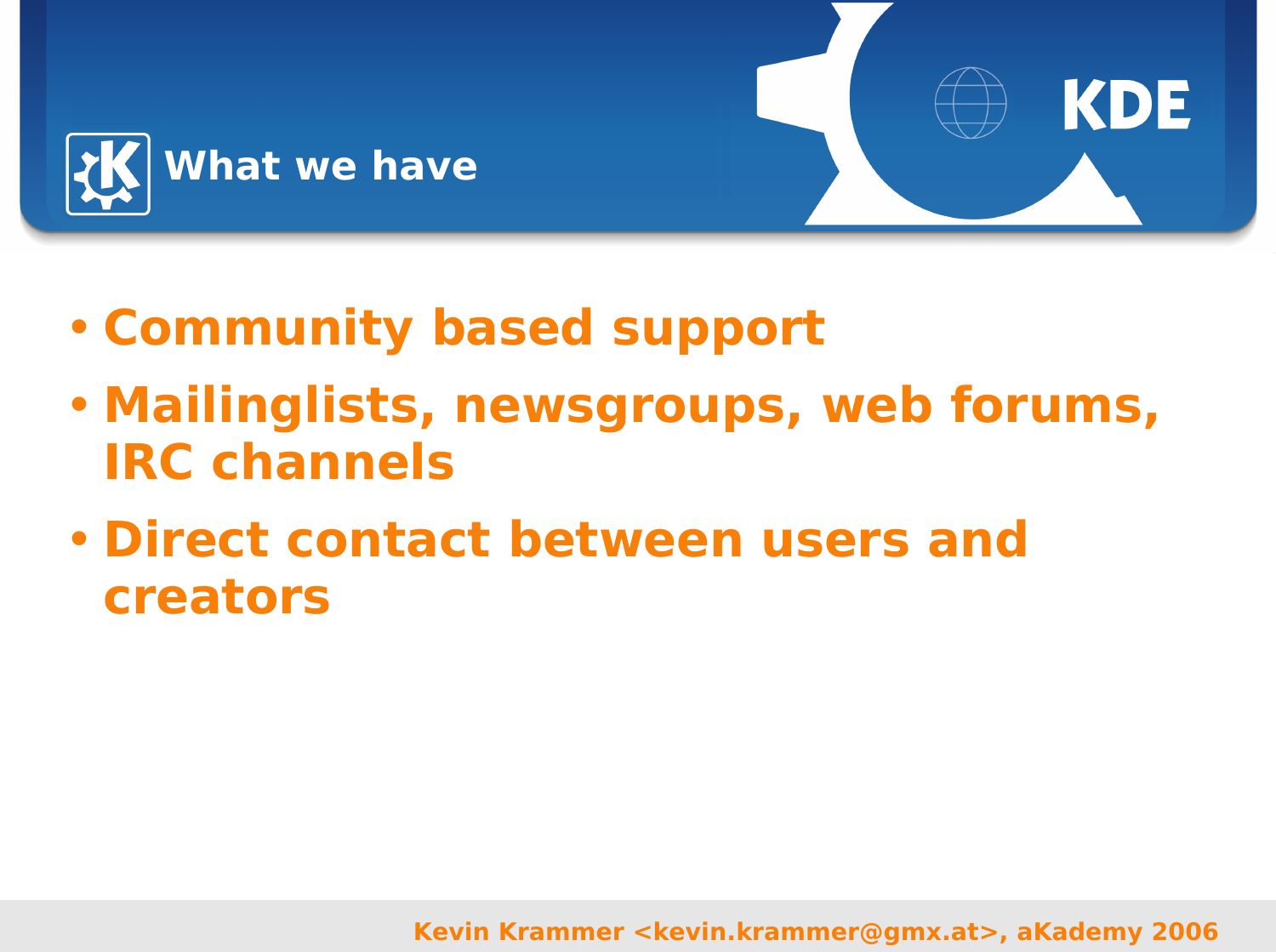# What we have

- Community based support
- Mailinglists, newsgroups, web forums, IRC channels
- Direct contact between users and creators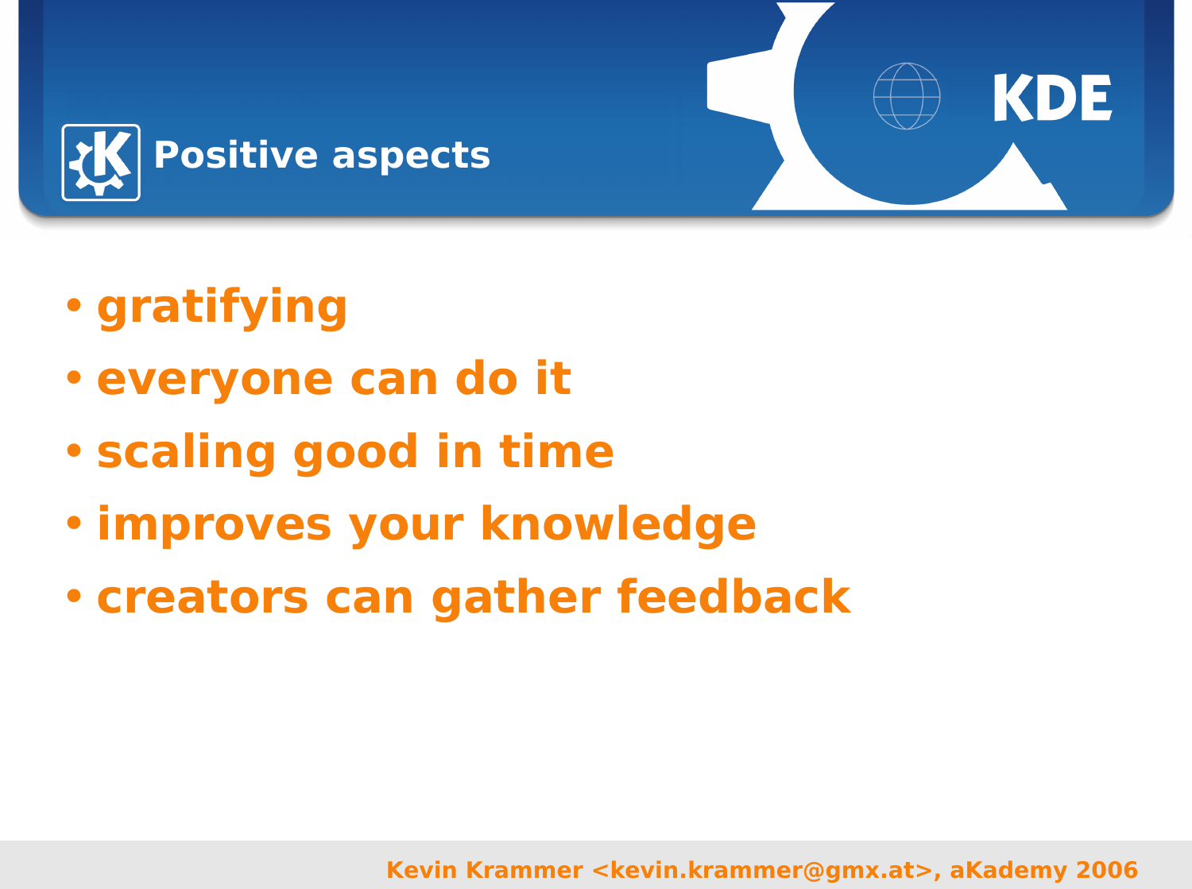# Positive aspects

- gratifying
- everyone can do it
- scaling good in time
- improves your knowledge
- creators can gather feedback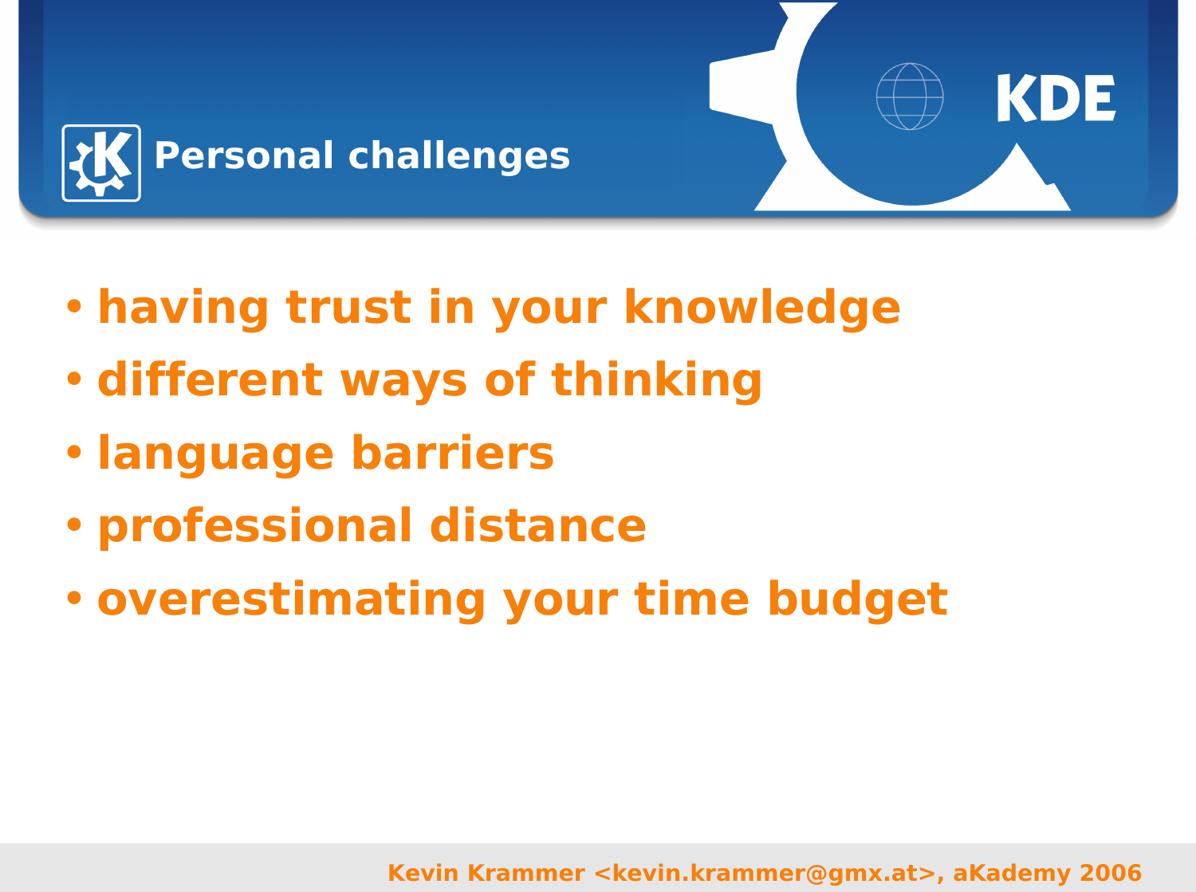# Personal challenges

- having trust in your knowledge
- different ways of thinking
- language barriers
- professional distance
- overestimating your time budget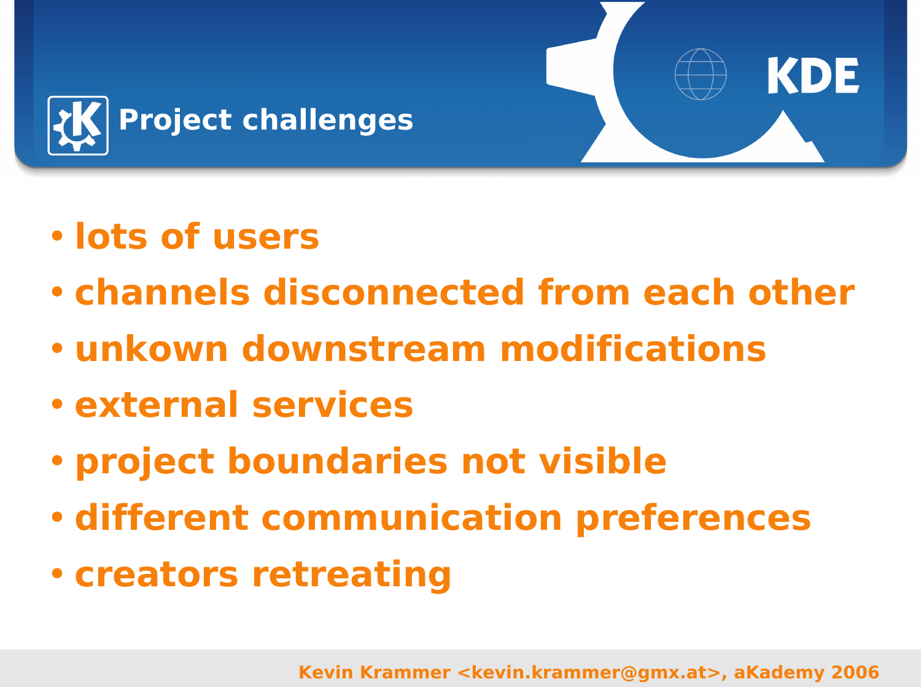# Project challenges

- lots of users
- channels disconnected from each other
- unkown downstream modifications
- external services
- project boundaries not visible
- different communication preferences
- creators retreating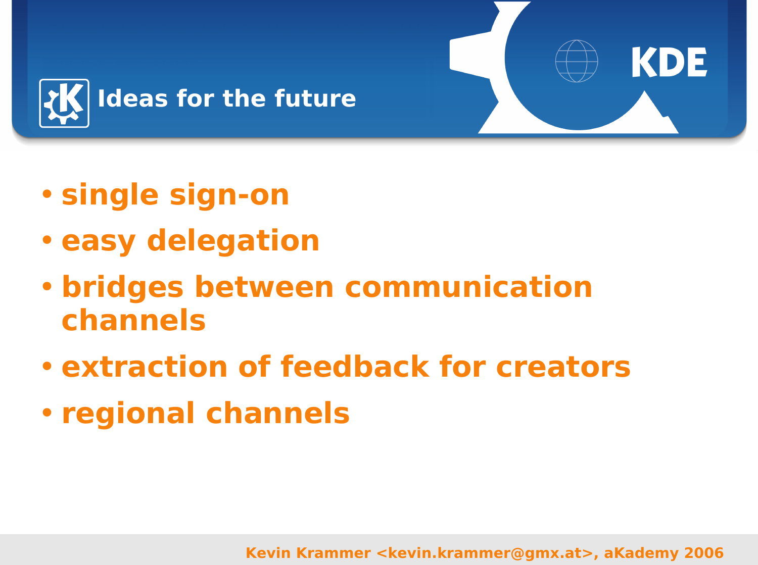# Ideas for the future

- single sign-on
- easy delegation
- bridges between communication channels
- extraction of feedback for creators
- regional channels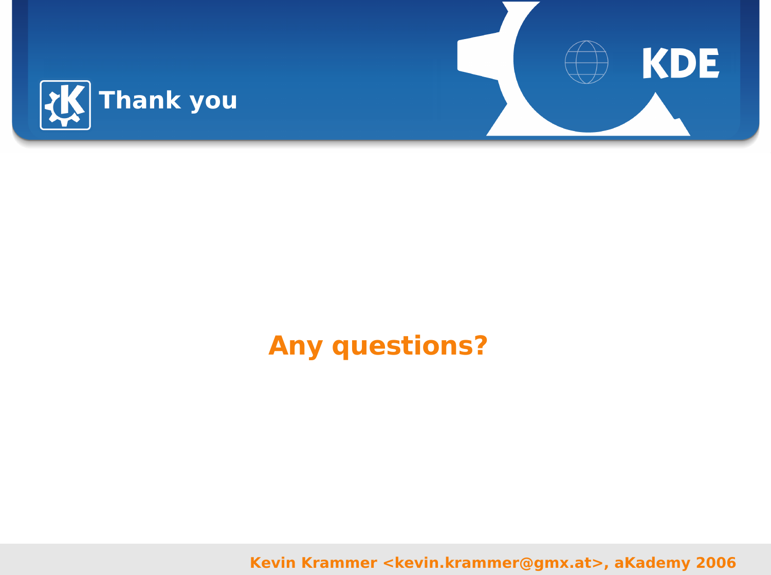# Thank you

**Any questions?**

**Kevin Krammer <kevin.krammer@gmx.at>, aKademy 2006**